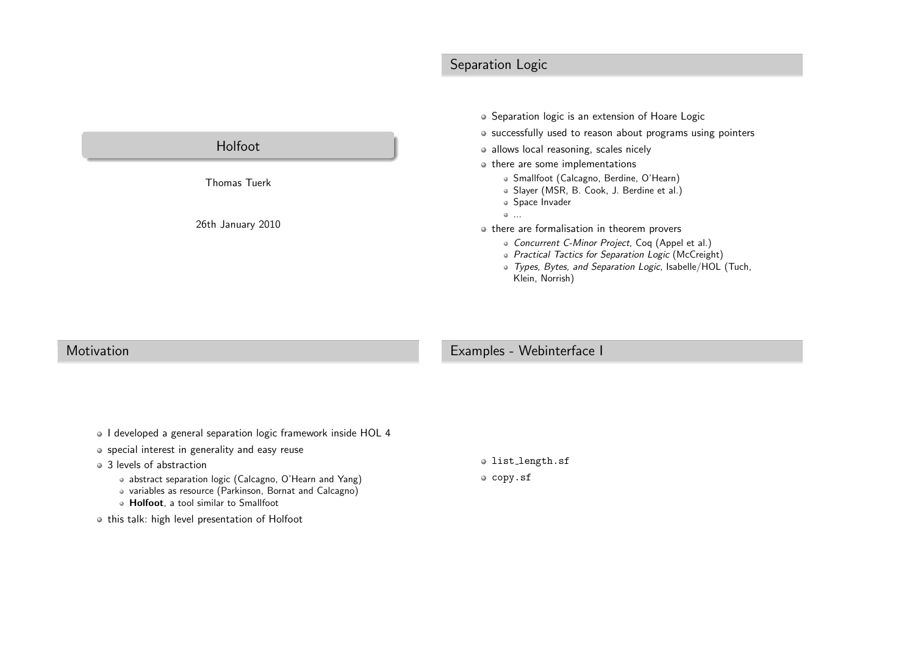# Holfoot

Thomas Tuerk

26th January 2010

## Separation Logic

- Separation logic is an extension of Hoare Logic
- successfully used to reason about programs using pointers
- allows local reasoning, scales nicely
- there are some implementations
  - Smallfoot (Calcagno, Berdine, O'Hearn)
  - Slayer (MSR, B. Cook, J. Berdine et al.)
  - Space Invader
  - ...
- there are formalisation in theorem provers
  - *Concurrent C-Minor Project*, Coq (Appel et al.)
  - *Practical Tactics for Separation Logic* (McCreight)
  - *Types, Bytes, and Separation Logic*, Isabelle/HOL (Tuch, Klein, Norrish)

## Motivation

- I developed a general separation logic framework inside HOL 4
- special interest in generality and easy reuse
- 3 levels of abstraction
  - abstract separation logic (Calcagno, O'Hearn and Yang)
  - variables as resource (Parkinson, Bornat and Calcagno)
  - **Holfoot**, a tool similar to Smallfoot
- this talk: high level presentation of Holfoot

## Examples - Webinterface I

- `list_length.sf`
- `copy.sf`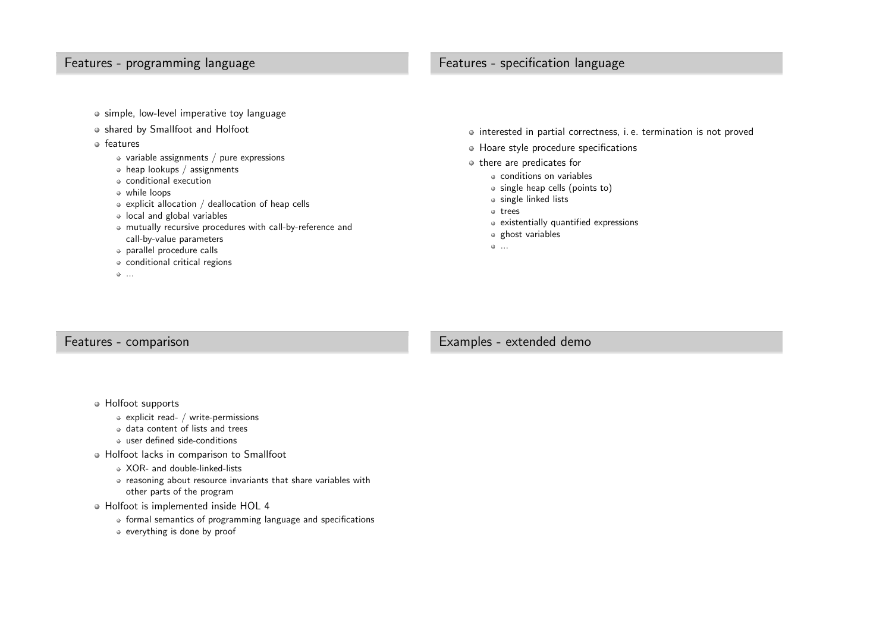## Features - programming language

- simple, low-level imperative toy language
- shared by Smallfoot and Holfoot
- features
  - variable assignments / pure expressions
  - heap lookups / assignments
  - conditional execution
  - while loops
  - explicit allocation / deallocation of heap cells
  - local and global variables
  - mutually recursive procedures with call-by-reference and call-by-value parameters
  - parallel procedure calls
  - conditional critical regions
  - ...

## Features - specification language

- interested in partial correctness, i. e. termination is not proved
- Hoare style procedure specifications
- there are predicates for
  - conditions on variables
  - single heap cells (points to)
  - single linked lists
  - trees
  - existentially quantified expressions
  - ghost variables
  - ...

## Features - comparison

- Holfoot supports
  - explicit read- / write-permissions
  - data content of lists and trees
  - user defined side-conditions
- Holfoot lacks in comparison to Smallfoot
  - XOR- and double-linked-lists
  - reasoning about resource invariants that share variables with other parts of the program
- Holfoot is implemented inside HOL 4
  - formal semantics of programming language and specifications
  - everything is done by proof

## Examples - extended demo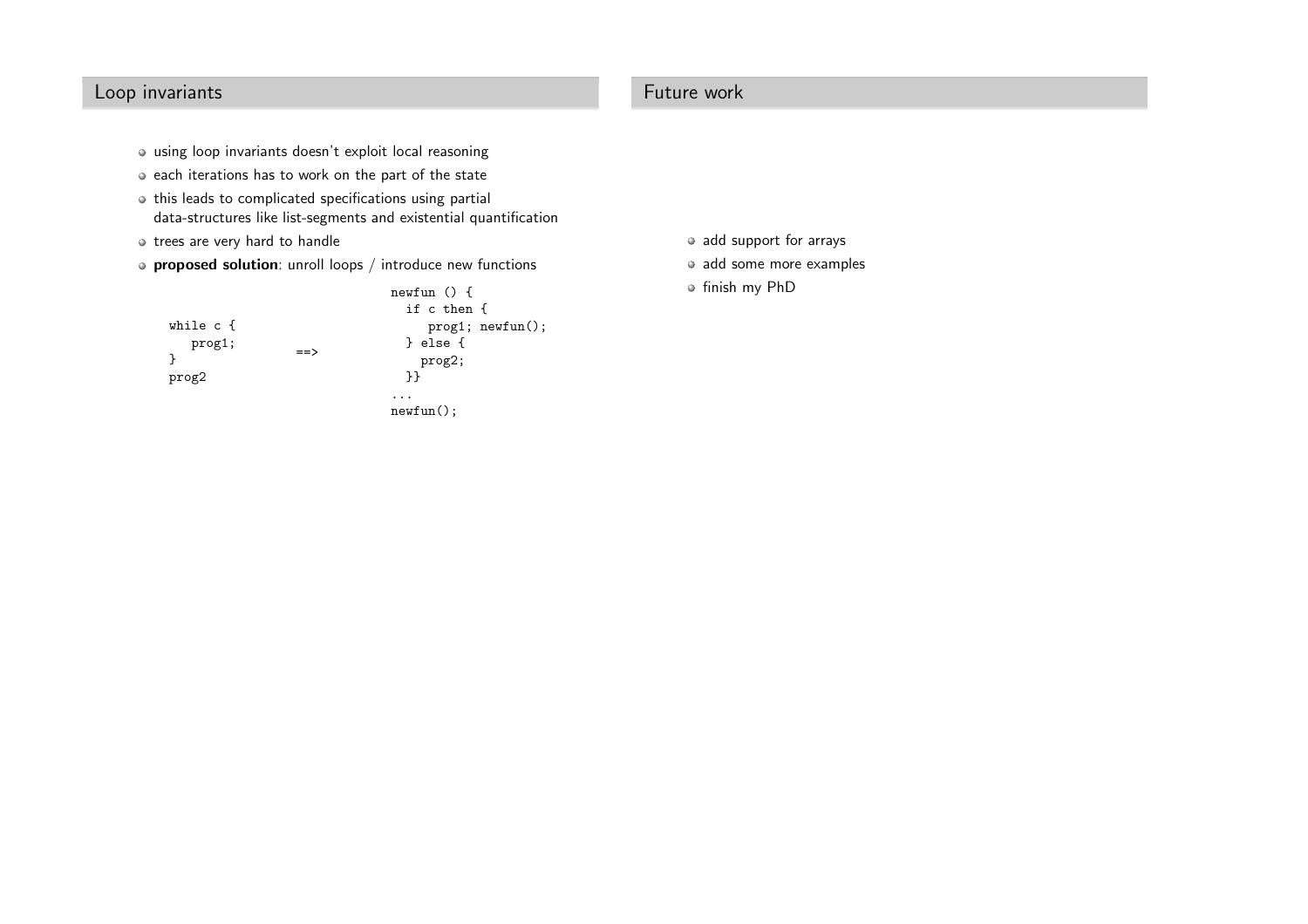## Loop invariants

- using loop invariants doesn't exploit local reasoning
- each iterations has to work on the part of the state
- this leads to complicated specifications using partial data-structures like list-segments and existential quantification
- trees are very hard to handle
- **proposed solution**: unroll loops / introduce new functions

```
while c {
   prog1;
}
prog2
```

==>

```
newfun () {
  if c then {
     prog1; newfun();
  } else {
    prog2;
  }}
...
newfun();
```

## Future work

- add support for arrays
- add some more examples
- finish my PhD